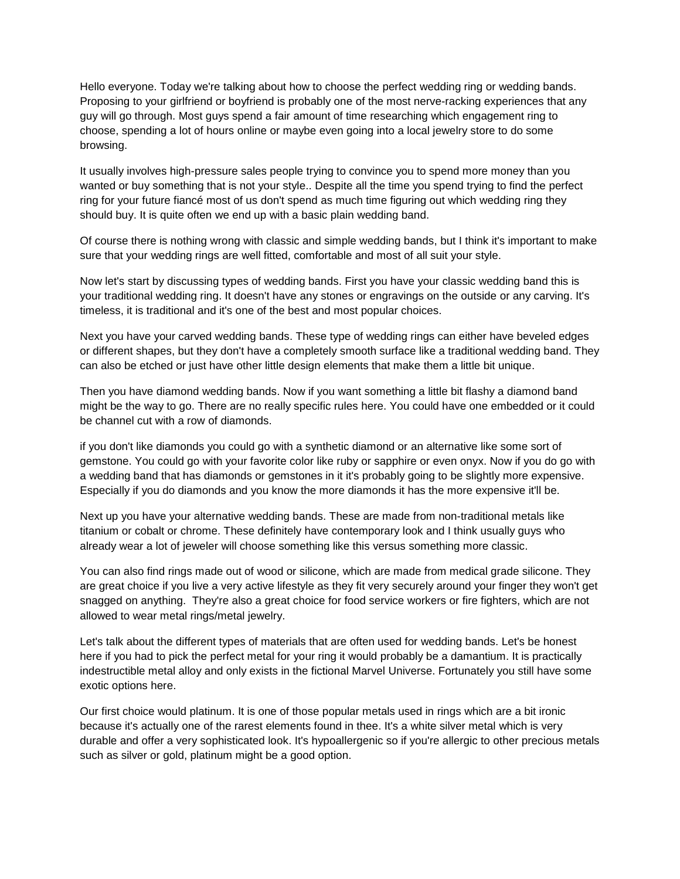Hello everyone. Today we're talking about how to choose the perfect wedding ring or wedding bands. Proposing to your girlfriend or boyfriend is probably one of the most nerve-racking experiences that any guy will go through. Most guys spend a fair amount of time researching which engagement ring to choose, spending a lot of hours online or maybe even going into a local jewelry store to do some browsing.

It usually involves high-pressure sales people trying to convince you to spend more money than you wanted or buy something that is not your style.. Despite all the time you spend trying to find the perfect ring for your future fiancé most of us don't spend as much time figuring out which wedding ring they should buy. It is quite often we end up with a basic plain wedding band.

Of course there is nothing wrong with classic and simple wedding bands, but I think it's important to make sure that your wedding rings are well fitted, comfortable and most of all suit your style.

Now let's start by discussing types of wedding bands. First you have your classic wedding band this is your traditional wedding ring. It doesn't have any stones or engravings on the outside or any carving. It's timeless, it is traditional and it's one of the best and most popular choices.

Next you have your carved wedding bands. These type of wedding rings can either have beveled edges or different shapes, but they don't have a completely smooth surface like a traditional wedding band. They can also be etched or just have other little design elements that make them a little bit unique.

Then you have diamond wedding bands. Now if you want something a little bit flashy a diamond band might be the way to go. There are no really specific rules here. You could have one embedded or it could be channel cut with a row of diamonds.

if you don't like diamonds you could go with a synthetic diamond or an alternative like some sort of gemstone. You could go with your favorite color like ruby or sapphire or even onyx. Now if you do go with a wedding band that has diamonds or gemstones in it it's probably going to be slightly more expensive. Especially if you do diamonds and you know the more diamonds it has the more expensive it'll be.

Next up you have your alternative wedding bands. These are made from non-traditional metals like titanium or cobalt or chrome. These definitely have contemporary look and I think usually guys who already wear a lot of jeweler will choose something like this versus something more classic.

You can also find rings made out of wood or silicone, which are made from medical grade silicone. They are great choice if you live a very active lifestyle as they fit very securely around your finger they won't get snagged on anything. They're also a great choice for food service workers or fire fighters, which are not allowed to wear metal rings/metal jewelry.

Let's talk about the different types of materials that are often used for wedding bands. Let's be honest here if you had to pick the perfect metal for your ring it would probably be a damantium. It is practically indestructible metal alloy and only exists in the fictional Marvel Universe. Fortunately you still have some exotic options here.

Our first choice would platinum. It is one of those popular metals used in rings which are a bit ironic because it's actually one of the rarest elements found in thee. It's a white silver metal which is very durable and offer a very sophisticated look. It's hypoallergenic so if you're allergic to other precious metals such as silver or gold, platinum might be a good option.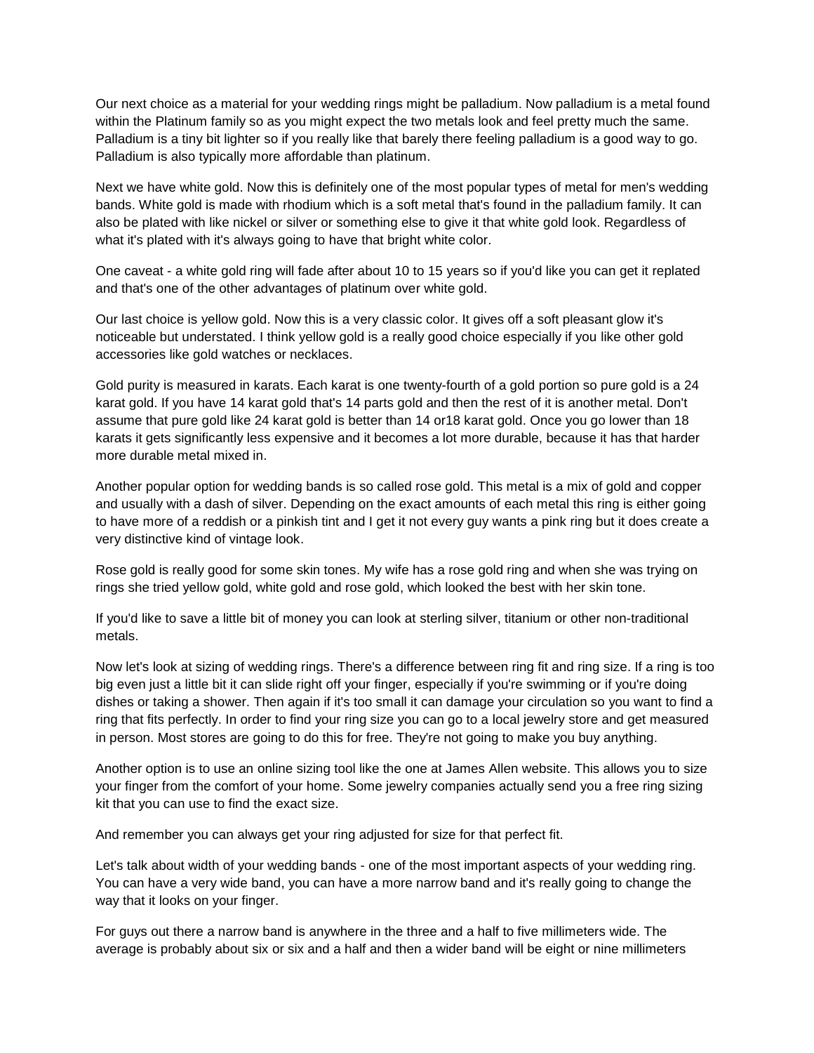Our next choice as a material for your wedding rings might be palladium. Now palladium is a metal found within the Platinum family so as you might expect the two metals look and feel pretty much the same. Palladium is a tiny bit lighter so if you really like that barely there feeling palladium is a good way to go. Palladium is also typically more affordable than platinum.

Next we have white gold. Now this is definitely one of the most popular types of metal for men's wedding bands. White gold is made with rhodium which is a soft metal that's found in the palladium family. It can also be plated with like nickel or silver or something else to give it that white gold look. Regardless of what it's plated with it's always going to have that bright white color.

One caveat - a white gold ring will fade after about 10 to 15 years so if you'd like you can get it replated and that's one of the other advantages of platinum over white gold.

Our last choice is yellow gold. Now this is a very classic color. It gives off a soft pleasant glow it's noticeable but understated. I think yellow gold is a really good choice especially if you like other gold accessories like gold watches or necklaces.

Gold purity is measured in karats. Each karat is one twenty-fourth of a gold portion so pure gold is a 24 karat gold. If you have 14 karat gold that's 14 parts gold and then the rest of it is another metal. Don't assume that pure gold like 24 karat gold is better than 14 or18 karat gold. Once you go lower than 18 karats it gets significantly less expensive and it becomes a lot more durable, because it has that harder more durable metal mixed in.

Another popular option for wedding bands is so called rose gold. This metal is a mix of gold and copper and usually with a dash of silver. Depending on the exact amounts of each metal this ring is either going to have more of a reddish or a pinkish tint and I get it not every guy wants a pink ring but it does create a very distinctive kind of vintage look.

Rose gold is really good for some skin tones. My wife has a rose gold ring and when she was trying on rings she tried yellow gold, white gold and rose gold, which looked the best with her skin tone.

If you'd like to save a little bit of money you can look at sterling silver, titanium or other non-traditional metals.

Now let's look at sizing of wedding rings. There's a difference between ring fit and ring size. If a ring is too big even just a little bit it can slide right off your finger, especially if you're swimming or if you're doing dishes or taking a shower. Then again if it's too small it can damage your circulation so you want to find a ring that fits perfectly. In order to find your ring size you can go to a local jewelry store and get measured in person. Most stores are going to do this for free. They're not going to make you buy anything.

Another option is to use an online sizing tool like the one at James Allen website. This allows you to size your finger from the comfort of your home. Some jewelry companies actually send you a free ring sizing kit that you can use to find the exact size.

And remember you can always get your ring adjusted for size for that perfect fit.

Let's talk about width of your wedding bands - one of the most important aspects of your wedding ring. You can have a very wide band, you can have a more narrow band and it's really going to change the way that it looks on your finger.

For guys out there a narrow band is anywhere in the three and a half to five millimeters wide. The average is probably about six or six and a half and then a wider band will be eight or nine millimeters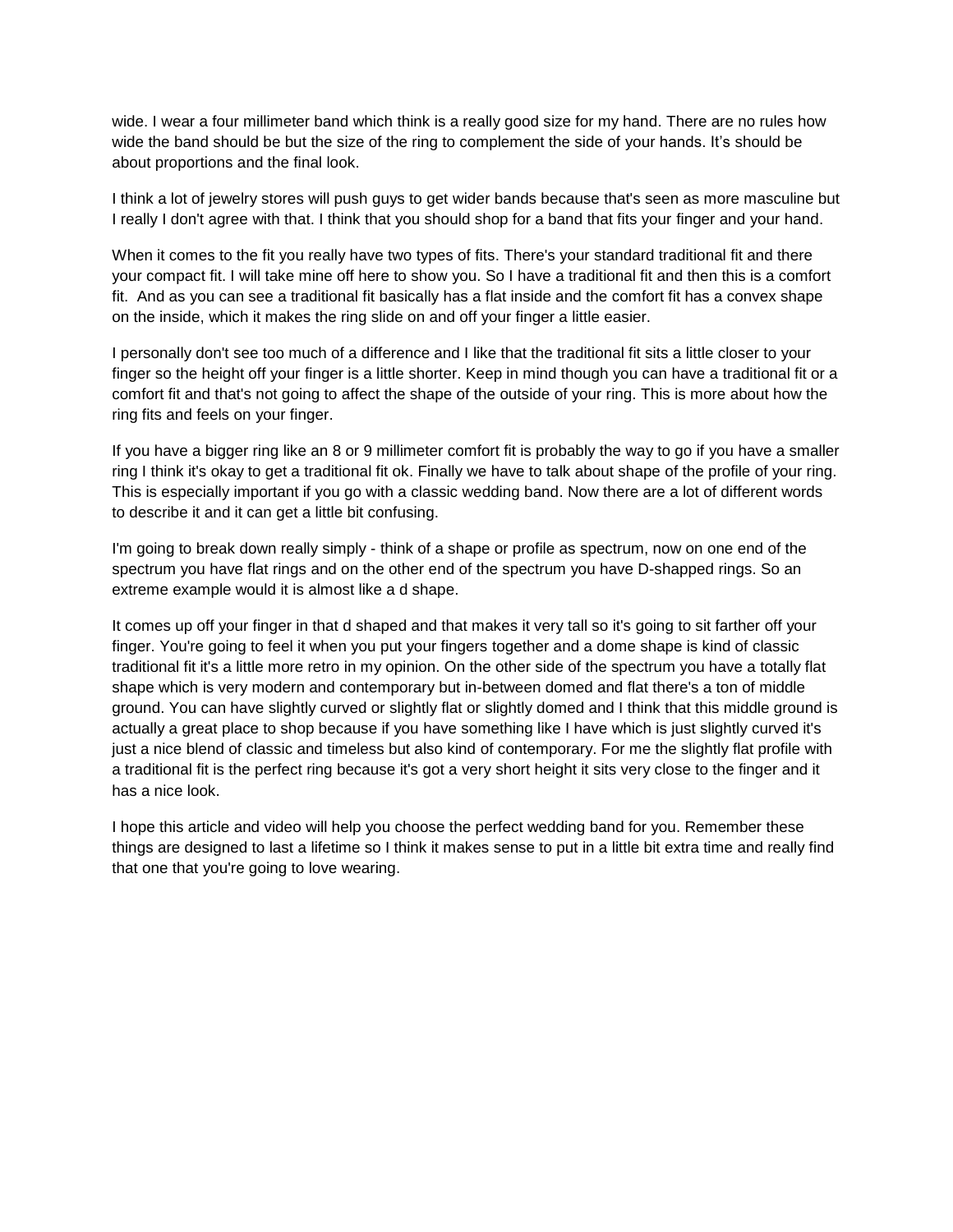wide. I wear a four millimeter band which think is a really good size for my hand. There are no rules how wide the band should be but the size of the ring to complement the side of your hands. It's should be about proportions and the final look.

I think a lot of jewelry stores will push guys to get wider bands because that's seen as more masculine but I really I don't agree with that. I think that you should shop for a band that fits your finger and your hand.

When it comes to the fit you really have two types of fits. There's your standard traditional fit and there your compact fit. I will take mine off here to show you. So I have a traditional fit and then this is a comfort fit. And as you can see a traditional fit basically has a flat inside and the comfort fit has a convex shape on the inside, which it makes the ring slide on and off your finger a little easier.

I personally don't see too much of a difference and I like that the traditional fit sits a little closer to your finger so the height off your finger is a little shorter. Keep in mind though you can have a traditional fit or a comfort fit and that's not going to affect the shape of the outside of your ring. This is more about how the ring fits and feels on your finger.

If you have a bigger ring like an 8 or 9 millimeter comfort fit is probably the way to go if you have a smaller ring I think it's okay to get a traditional fit ok. Finally we have to talk about shape of the profile of your ring. This is especially important if you go with a classic wedding band. Now there are a lot of different words to describe it and it can get a little bit confusing.

I'm going to break down really simply - think of a shape or profile as spectrum, now on one end of the spectrum you have flat rings and on the other end of the spectrum you have D-shapped rings. So an extreme example would it is almost like a d shape.

It comes up off your finger in that d shaped and that makes it very tall so it's going to sit farther off your finger. You're going to feel it when you put your fingers together and a dome shape is kind of classic traditional fit it's a little more retro in my opinion. On the other side of the spectrum you have a totally flat shape which is very modern and contemporary but in-between domed and flat there's a ton of middle ground. You can have slightly curved or slightly flat or slightly domed and I think that this middle ground is actually a great place to shop because if you have something like I have which is just slightly curved it's just a nice blend of classic and timeless but also kind of contemporary. For me the slightly flat profile with a traditional fit is the perfect ring because it's got a very short height it sits very close to the finger and it has a nice look.

I hope this article and video will help you choose the perfect wedding band for you. Remember these things are designed to last a lifetime so I think it makes sense to put in a little bit extra time and really find that one that you're going to love wearing.